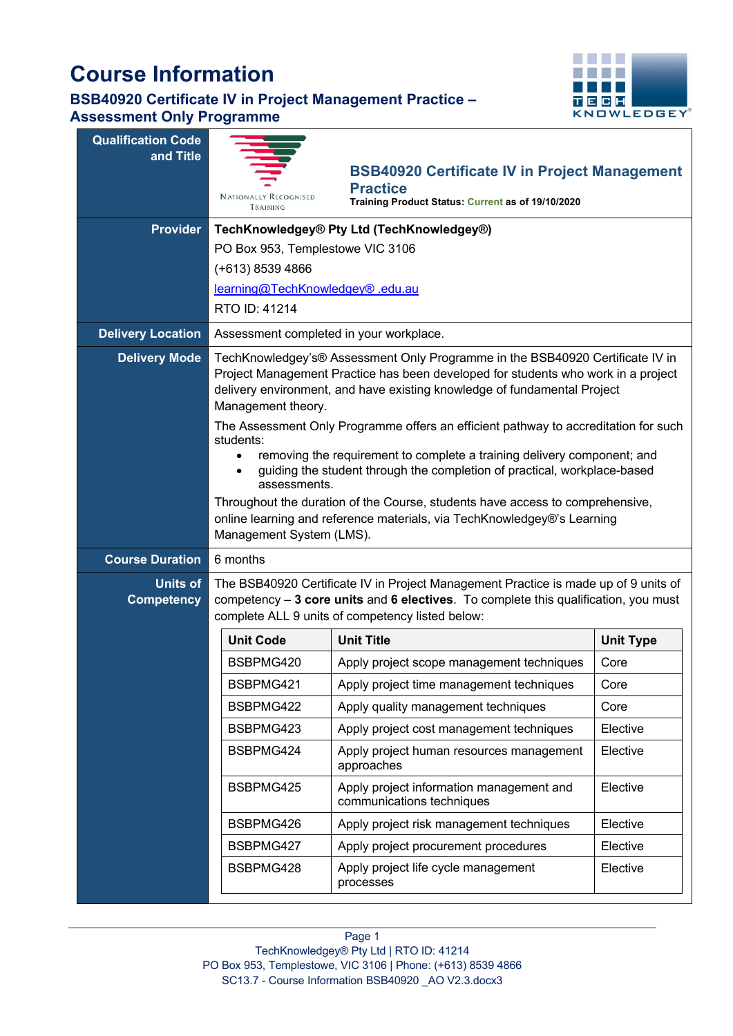# Course Information

## BSB40920 Certificate IV in Project Management Practice – Assessment Only Programme

| | |
|---|---|
| **Qualification Code and Title** | NATIONALLY RECOGNISED TRAINING<br>**BSB40920 Certificate IV in Project Management Practice**<br>**Training Product Status: Current as of 19/10/2020** |
| **Provider** | **TechKnowledgey® Pty Ltd (TechKnowledgey®)**<br>PO Box 953, Templestowe VIC 3106<br>(+613) 8539 4866<br>learning@TechKnowledgey® .edu.au<br>RTO ID: 41214 |
| **Delivery Location** | Assessment completed in your workplace. |
| **Delivery Mode** | TechKnowledgey's® Assessment Only Programme in the BSB40920 Certificate IV in Project Management Practice has been developed for students who work in a project delivery environment, and have existing knowledge of fundamental Project Management theory.<br>The Assessment Only Programme offers an efficient pathway to accreditation for such students:<br>• removing the requirement to complete a training delivery component; and<br>• guiding the student through the completion of practical, workplace-based assessments.<br>Throughout the duration of the Course, students have access to comprehensive, online learning and reference materials, via TechKnowledgey®'s Learning Management System (LMS). |
| **Course Duration** | 6 months |
| **Units of Competency** | The BSB40920 Certificate IV in Project Management Practice is made up of 9 units of competency – **3 core units** and **6 electives**. To complete this qualification, you must complete ALL 9 units of competency listed below: |

| Unit Code | Unit Title | Unit Type |
|---|---|---|
| BSBPMG420 | Apply project scope management techniques | Core |
| BSBPMG421 | Apply project time management techniques | Core |
| BSBPMG422 | Apply quality management techniques | Core |
| BSBPMG423 | Apply project cost management techniques | Elective |
| BSBPMG424 | Apply project human resources management approaches | Elective |
| BSBPMG425 | Apply project information management and communications techniques | Elective |
| BSBPMG426 | Apply project risk management techniques | Elective |
| BSBPMG427 | Apply project procurement procedures | Elective |
| BSBPMG428 | Apply project life cycle management processes | Elective |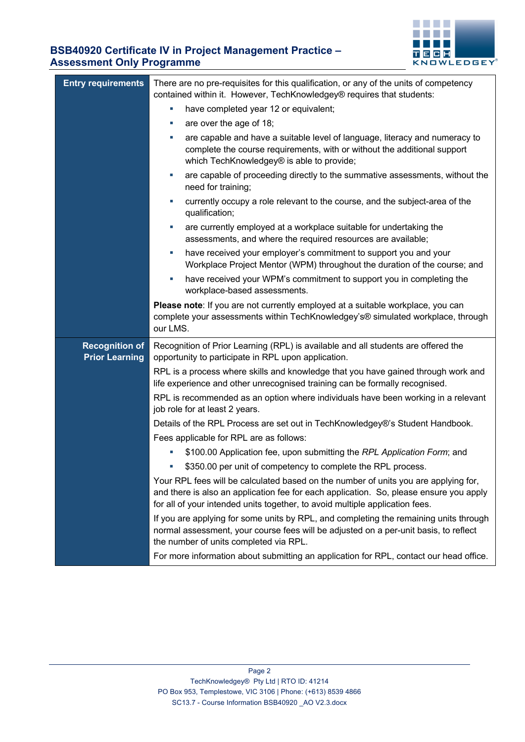| | |
|---|---|
| **Entry requirements** | There are no pre-requisites for this qualification, or any of the units of competency contained within it. However, TechKnowledgey® requires that students:<br>• have completed year 12 or equivalent;<br>• are over the age of 18;<br>• are capable and have a suitable level of language, literacy and numeracy to complete the course requirements, with or without the additional support which TechKnowledgey® is able to provide;<br>• are capable of proceeding directly to the summative assessments, without the need for training;<br>• currently occupy a role relevant to the course, and the subject-area of the qualification;<br>• are currently employed at a workplace suitable for undertaking the assessments, and where the required resources are available;<br>• have received your employer's commitment to support you and your Workplace Project Mentor (WPM) throughout the duration of the course; and<br>• have received your WPM's commitment to support you in completing the workplace-based assessments.<br>**Please note**: If you are not currently employed at a suitable workplace, you can complete your assessments within TechKnowledgey's® simulated workplace, through our LMS. |
| **Recognition of Prior Learning** | Recognition of Prior Learning (RPL) is available and all students are offered the opportunity to participate in RPL upon application.<br>RPL is a process where skills and knowledge that you have gained through work and life experience and other unrecognised training can be formally recognised.<br>RPL is recommended as an option where individuals have been working in a relevant job role for at least 2 years.<br>Details of the RPL Process are set out in TechKnowledgey®'s Student Handbook.<br>Fees applicable for RPL are as follows:<br>• $100.00 Application fee, upon submitting the *RPL Application Form*; and<br>• $350.00 per unit of competency to complete the RPL process.<br>Your RPL fees will be calculated based on the number of units you are applying for, and there is also an application fee for each application. So, please ensure you apply for all of your intended units together, to avoid multiple application fees.<br>If you are applying for some units by RPL, and completing the remaining units through normal assessment, your course fees will be adjusted on a per-unit basis, to reflect the number of units completed via RPL.<br>For more information about submitting an application for RPL, contact our head office. |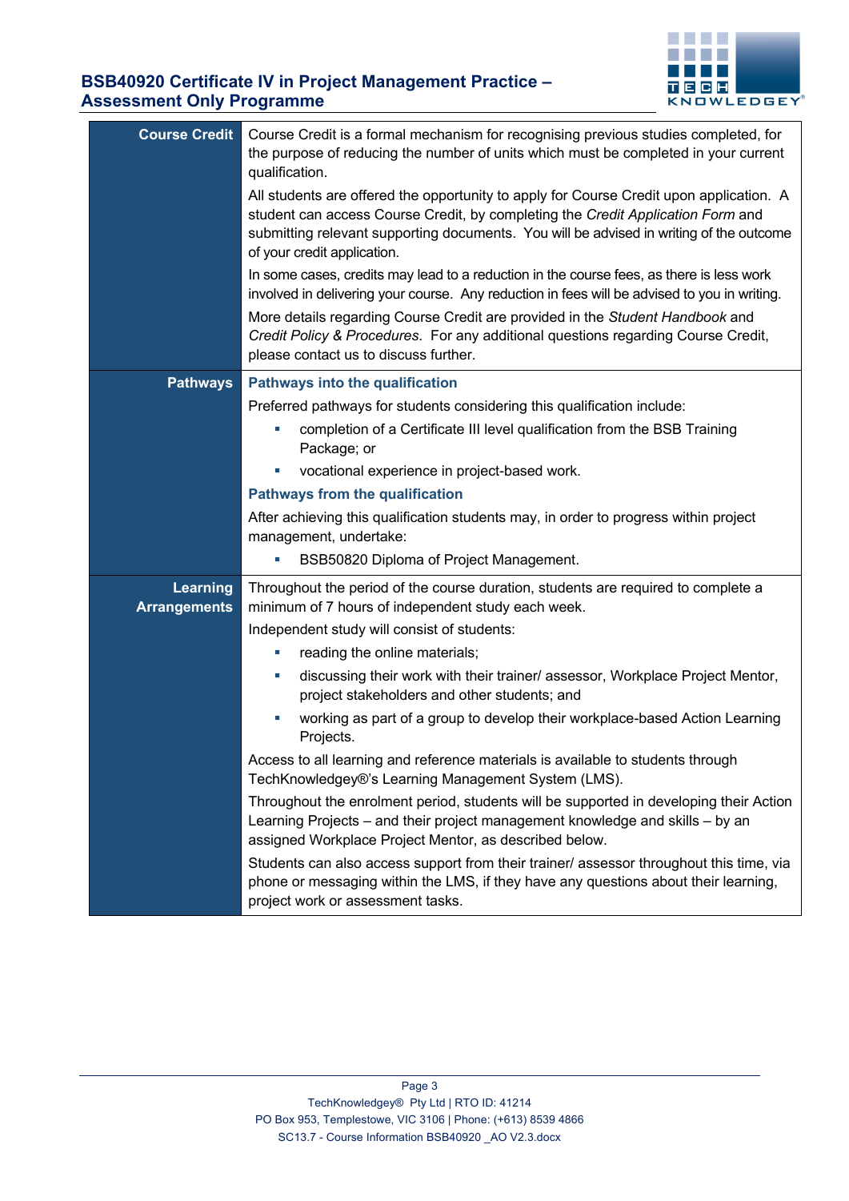| | |
|---|---|
| **Course Credit** | Course Credit is a formal mechanism for recognising previous studies completed, for the purpose of reducing the number of units which must be completed in your current qualification.<br><br>All students are offered the opportunity to apply for Course Credit upon application. A student can access Course Credit, by completing the *Credit Application Form* and submitting relevant supporting documents. You will be advised in writing of the outcome of your credit application.<br><br>In some cases, credits may lead to a reduction in the course fees, as there is less work involved in delivering your course. Any reduction in fees will be advised to you in writing.<br><br>More details regarding Course Credit are provided in the *Student Handbook* and *Credit Policy & Procedures*. For any additional questions regarding Course Credit, please contact us to discuss further. |
| **Pathways** | **Pathways into the qualification**<br><br>Preferred pathways for students considering this qualification include:<br>▪ completion of a Certificate III level qualification from the BSB Training Package; or<br>▪ vocational experience in project-based work.<br><br>**Pathways from the qualification**<br><br>After achieving this qualification students may, in order to progress within project management, undertake:<br>▪ BSB50820 Diploma of Project Management. |
| **Learning Arrangements** | Throughout the period of the course duration, students are required to complete a minimum of 7 hours of independent study each week.<br><br>Independent study will consist of students:<br>▪ reading the online materials;<br>▪ discussing their work with their trainer/ assessor, Workplace Project Mentor, project stakeholders and other students; and<br>▪ working as part of a group to develop their workplace-based Action Learning Projects.<br><br>Access to all learning and reference materials is available to students through TechKnowledgey®'s Learning Management System (LMS).<br><br>Throughout the enrolment period, students will be supported in developing their Action Learning Projects – and their project management knowledge and skills – by an assigned Workplace Project Mentor, as described below.<br><br>Students can also access support from their trainer/ assessor throughout this time, via phone or messaging within the LMS, if they have any questions about their learning, project work or assessment tasks. |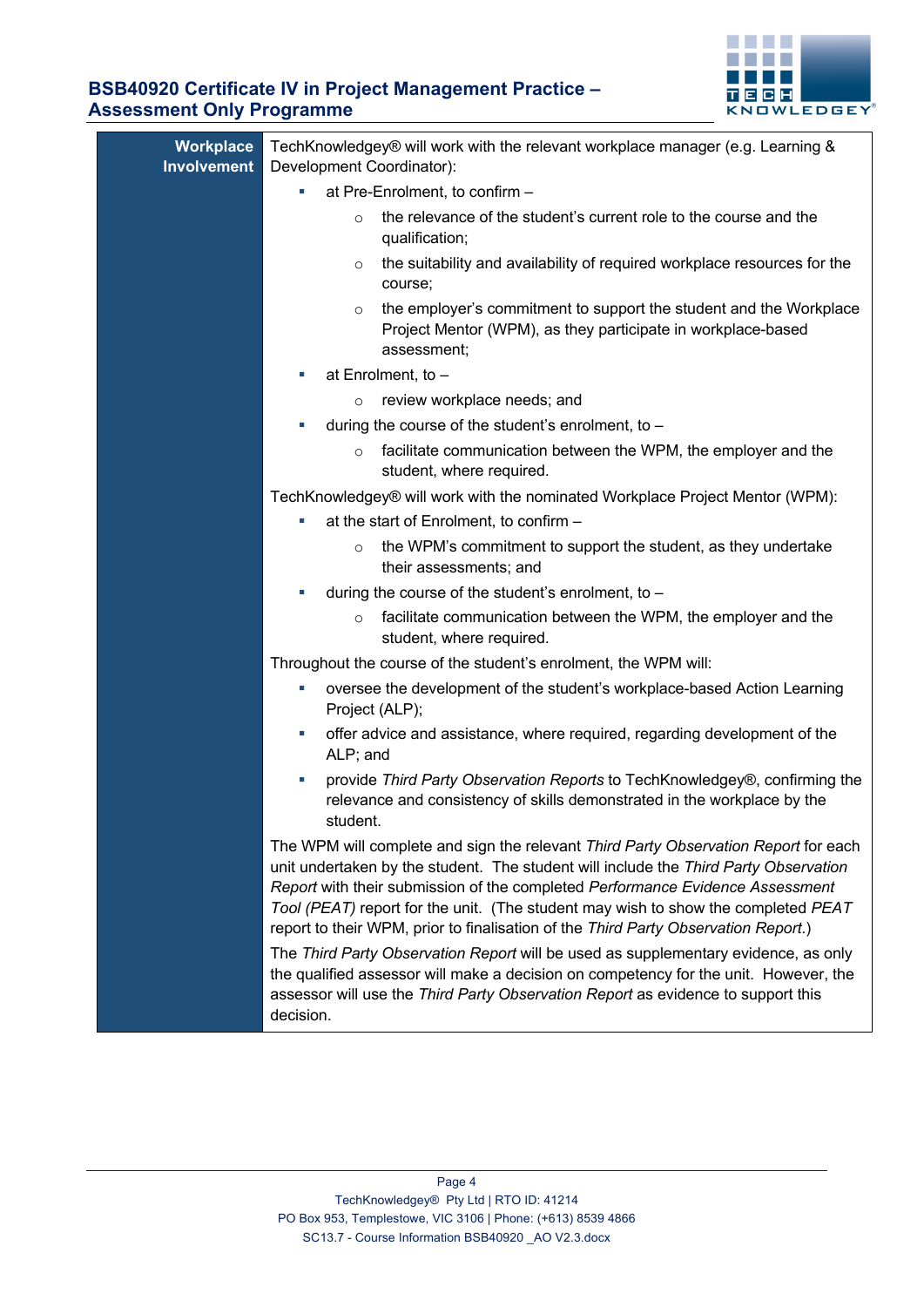| | |
|---|---|
| **Workplace Involvement** | TechKnowledgey® will work with the relevant workplace manager (e.g. Learning & Development Coordinator):<br>▪ at Pre-Enrolment, to confirm –<br>  ○ the relevance of the student's current role to the course and the qualification;<br>  ○ the suitability and availability of required workplace resources for the course;<br>  ○ the employer's commitment to support the student and the Workplace Project Mentor (WPM), as they participate in workplace-based assessment;<br>▪ at Enrolment, to –<br>  ○ review workplace needs; and<br>▪ during the course of the student's enrolment, to –<br>  ○ facilitate communication between the WPM, the employer and the student, where required.<br>TechKnowledgey® will work with the nominated Workplace Project Mentor (WPM):<br>▪ at the start of Enrolment, to confirm –<br>  ○ the WPM's commitment to support the student, as they undertake their assessments; and<br>▪ during the course of the student's enrolment, to –<br>  ○ facilitate communication between the WPM, the employer and the student, where required.<br>Throughout the course of the student's enrolment, the WPM will:<br>▪ oversee the development of the student's workplace-based Action Learning Project (ALP);<br>▪ offer advice and assistance, where required, regarding development of the ALP; and<br>▪ provide *Third Party Observation Reports* to TechKnowledgey®, confirming the relevance and consistency of skills demonstrated in the workplace by the student.<br>The WPM will complete and sign the relevant *Third Party Observation Report* for each unit undertaken by the student. The student will include the *Third Party Observation Report* with their submission of the completed *Performance Evidence Assessment Tool (PEAT)* report for the unit. (The student may wish to show the completed *PEAT* report to their WPM, prior to finalisation of the *Third Party Observation Report*.)<br>The *Third Party Observation Report* will be used as supplementary evidence, as only the qualified assessor will make a decision on competency for the unit. However, the assessor will use the *Third Party Observation Report* as evidence to support this decision. |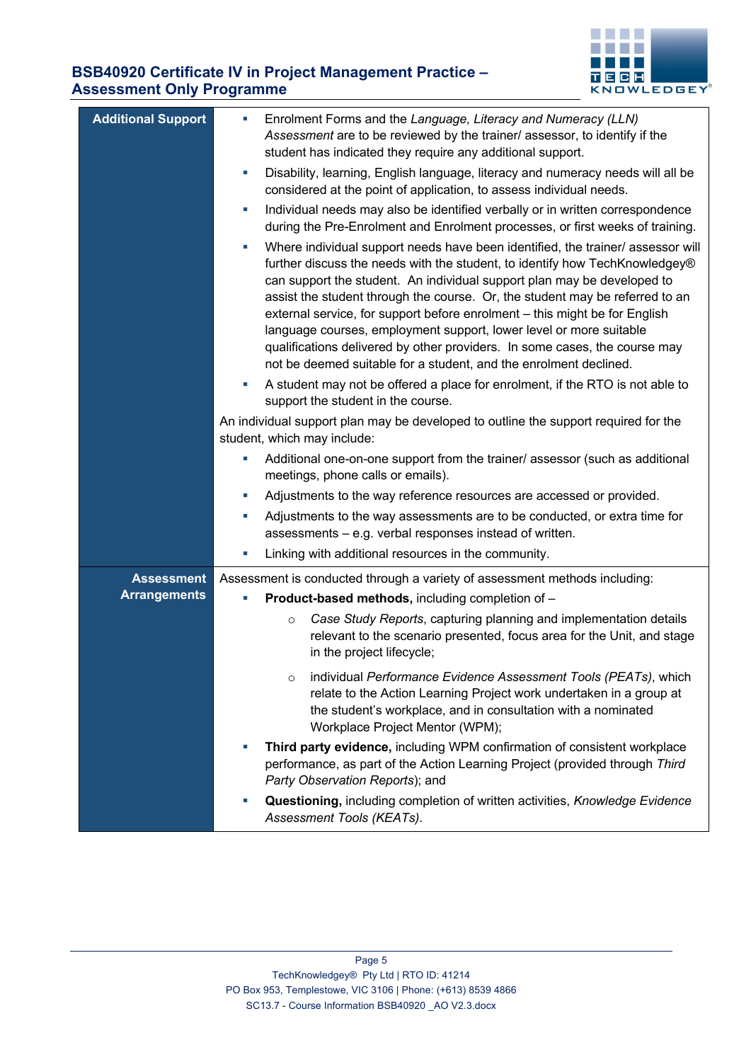| | |
|---|---|
| **Additional Support** | ▪ Enrolment Forms and the *Language, Literacy and Numeracy (LLN) Assessment* are to be reviewed by the trainer/ assessor, to identify if the student has indicated they require any additional support.<br>▪ Disability, learning, English language, literacy and numeracy needs will all be considered at the point of application, to assess individual needs.<br>▪ Individual needs may also be identified verbally or in written correspondence during the Pre-Enrolment and Enrolment processes, or first weeks of training.<br>▪ Where individual support needs have been identified, the trainer/ assessor will further discuss the needs with the student, to identify how TechKnowledgey® can support the student. An individual support plan may be developed to assist the student through the course. Or, the student may be referred to an external service, for support before enrolment – this might be for English language courses, employment support, lower level or more suitable qualifications delivered by other providers. In some cases, the course may not be deemed suitable for a student, and the enrolment declined.<br>▪ A student may not be offered a place for enrolment, if the RTO is not able to support the student in the course.<br><br>An individual support plan may be developed to outline the support required for the student, which may include:<br>▪ Additional one-on-one support from the trainer/ assessor (such as additional meetings, phone calls or emails).<br>▪ Adjustments to the way reference resources are accessed or provided.<br>▪ Adjustments to the way assessments are to be conducted, or extra time for assessments – e.g. verbal responses instead of written.<br>▪ Linking with additional resources in the community. |
| **Assessment Arrangements** | Assessment is conducted through a variety of assessment methods including:<br>▪ **Product-based methods,** including completion of –<br>&nbsp;&nbsp;&nbsp;&nbsp;○ *Case Study Reports*, capturing planning and implementation details relevant to the scenario presented, focus area for the Unit, and stage in the project lifecycle;<br>&nbsp;&nbsp;&nbsp;&nbsp;○ individual *Performance Evidence Assessment Tools (PEATs)*, which relate to the Action Learning Project work undertaken in a group at the student's workplace, and in consultation with a nominated Workplace Project Mentor (WPM);<br>▪ **Third party evidence,** including WPM confirmation of consistent workplace performance, as part of the Action Learning Project (provided through *Third Party Observation Reports*); and<br>▪ **Questioning,** including completion of written activities, *Knowledge Evidence Assessment Tools (KEATs)*. |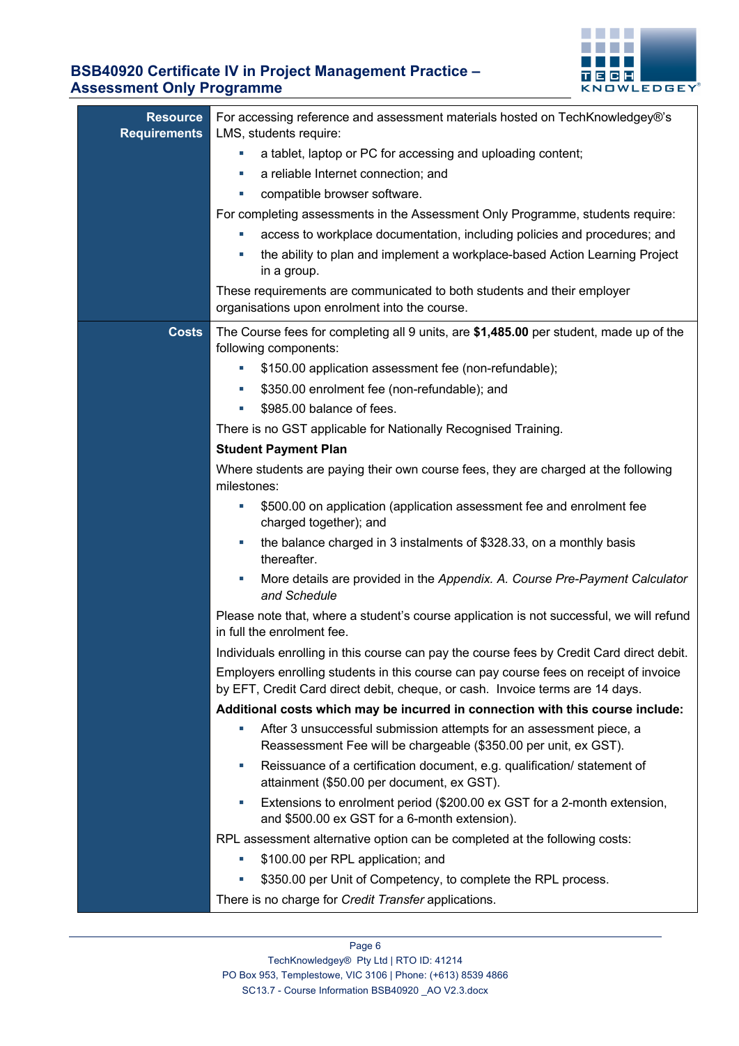| Resource Requirements | For accessing reference and assessment materials hosted on TechKnowledgey®'s LMS, students require:<br>▪ a tablet, laptop or PC for accessing and uploading content;<br>▪ a reliable Internet connection; and<br>▪ compatible browser software.<br>For completing assessments in the Assessment Only Programme, students require:<br>▪ access to workplace documentation, including policies and procedures; and<br>▪ the ability to plan and implement a workplace-based Action Learning Project in a group.<br>These requirements are communicated to both students and their employer organisations upon enrolment into the course. |
|---|---|
| **Costs** | The Course fees for completing all 9 units, are **$1,485.00** per student, made up of the following components:<br>▪ $150.00 application assessment fee (non-refundable);<br>▪ $350.00 enrolment fee (non-refundable); and<br>▪ $985.00 balance of fees.<br>There is no GST applicable for Nationally Recognised Training.<br>**Student Payment Plan**<br>Where students are paying their own course fees, they are charged at the following milestones:<br>▪ $500.00 on application (application assessment fee and enrolment fee charged together); and<br>▪ the balance charged in 3 instalments of $328.33, on a monthly basis thereafter.<br>▪ More details are provided in the *Appendix. A. Course Pre-Payment Calculator and Schedule*<br>Please note that, where a student's course application is not successful, we will refund in full the enrolment fee.<br>Individuals enrolling in this course can pay the course fees by Credit Card direct debit.<br>Employers enrolling students in this course can pay course fees on receipt of invoice by EFT, Credit Card direct debit, cheque, or cash. Invoice terms are 14 days.<br>**Additional costs which may be incurred in connection with this course include:**<br>▪ After 3 unsuccessful submission attempts for an assessment piece, a Reassessment Fee will be chargeable ($350.00 per unit, ex GST).<br>▪ Reissuance of a certification document, e.g. qualification/ statement of attainment ($50.00 per document, ex GST).<br>▪ Extensions to enrolment period ($200.00 ex GST for a 2-month extension, and $500.00 ex GST for a 6-month extension).<br>RPL assessment alternative option can be completed at the following costs:<br>▪ $100.00 per RPL application; and<br>▪ $350.00 per Unit of Competency, to complete the RPL process.<br>There is no charge for *Credit Transfer* applications. |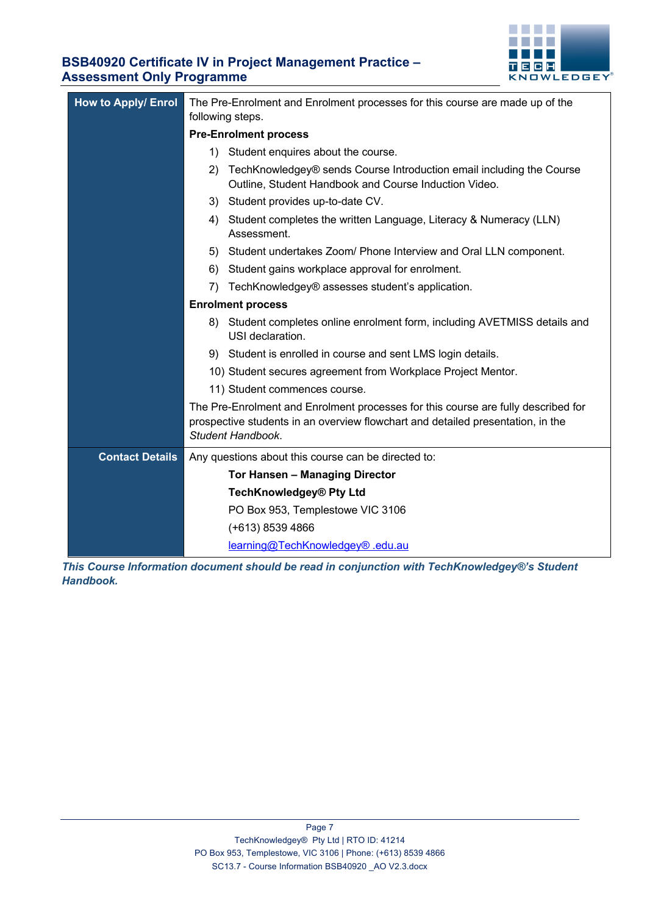| How to Apply/ Enrol | The Pre-Enrolment and Enrolment processes for this course are made up of the following steps.<br><br>**Pre-Enrolment process**<br><br>1) Student enquires about the course.<br>2) TechKnowledgey® sends Course Introduction email including the Course Outline, Student Handbook and Course Induction Video.<br>3) Student provides up-to-date CV.<br>4) Student completes the written Language, Literacy & Numeracy (LLN) Assessment.<br>5) Student undertakes Zoom/ Phone Interview and Oral LLN component.<br>6) Student gains workplace approval for enrolment.<br>7) TechKnowledgey® assesses student's application.<br><br>**Enrolment process**<br><br>8) Student completes online enrolment form, including AVETMISS details and USI declaration.<br>9) Student is enrolled in course and sent LMS login details.<br>10) Student secures agreement from Workplace Project Mentor.<br>11) Student commences course.<br><br>The Pre-Enrolment and Enrolment processes for this course are fully described for prospective students in an overview flowchart and detailed presentation, in the *Student Handbook*. |
|---|---|
| **Contact Details** | Any questions about this course can be directed to:<br><br>**Tor Hansen – Managing Director**<br>**TechKnowledgey® Pty Ltd**<br>PO Box 953, Templestowe VIC 3106<br>(+613) 8539 4866<br>learning@TechKnowledgey® .edu.au |

***This Course Information document should be read in conjunction with TechKnowledgey®'s Student Handbook.***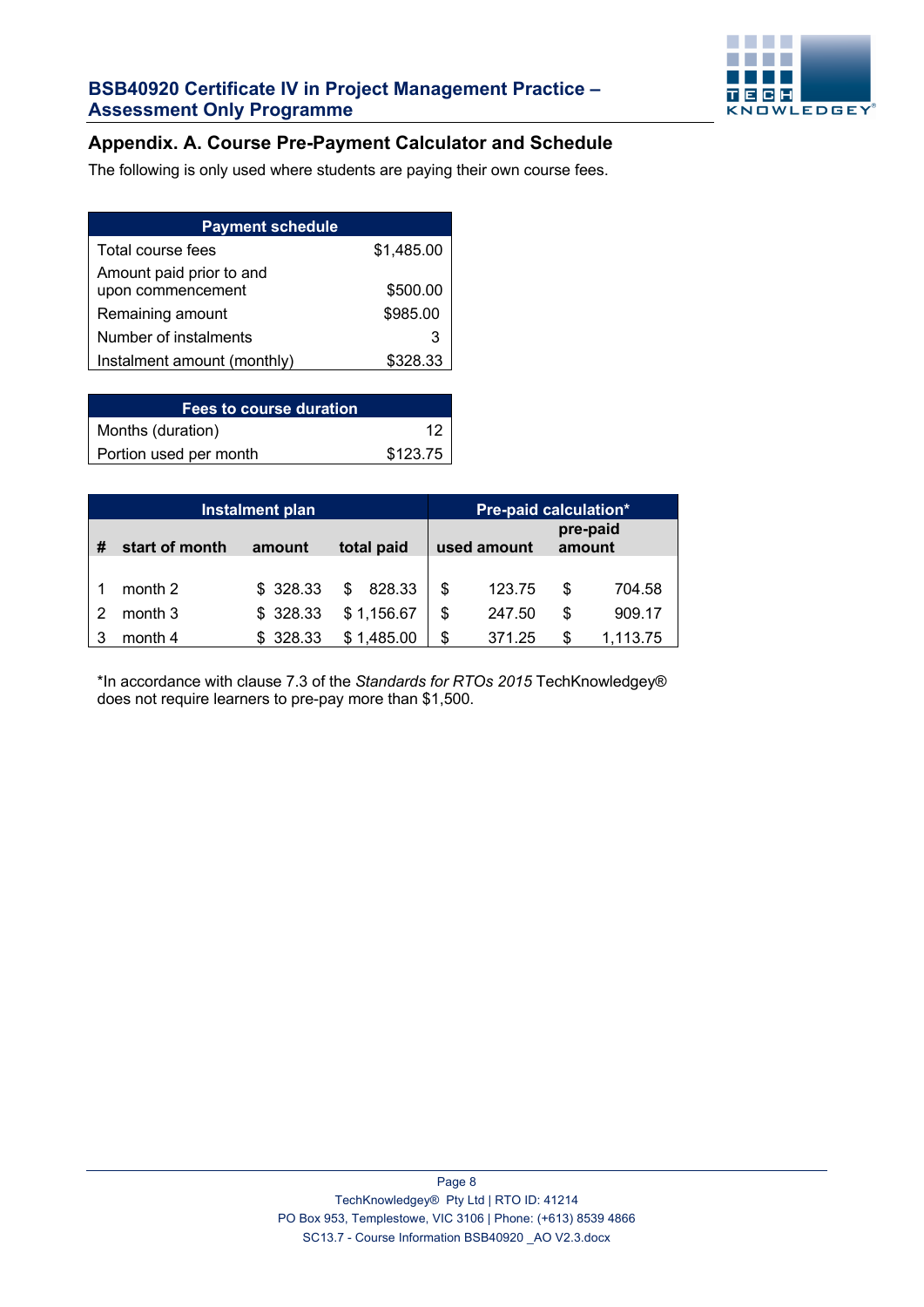## Appendix. A. Course Pre-Payment Calculator and Schedule

The following is only used where students are paying their own course fees.

| Payment schedule | |
|---|---|
| Total course fees | $1,485.00 |
| Amount paid prior to and upon commencement | $500.00 |
| Remaining amount | $985.00 |
| Number of instalments | 3 |
| Instalment amount (monthly) | $328.33 |

| Fees to course duration | |
|---|---|
| Months (duration) | 12 |
| Portion used per month | $123.75 |

| Instalment plan | | | | Pre-paid calculation* | |
|---|---|---|---|---|---|
| # | start of month | amount | total paid | used amount | pre-paid amount |
| 1 | month 2 | $ 328.33 | $ 828.33 | $ 123.75 | $ 704.58 |
| 2 | month 3 | $ 328.33 | $ 1,156.67 | $ 247.50 | $ 909.17 |
| 3 | month 4 | $ 328.33 | $ 1,485.00 | $ 371.25 | $ 1,113.75 |

*In accordance with clause 7.3 of the *Standards for RTOs 2015* TechKnowledgey® does not require learners to pre-pay more than $1,500.